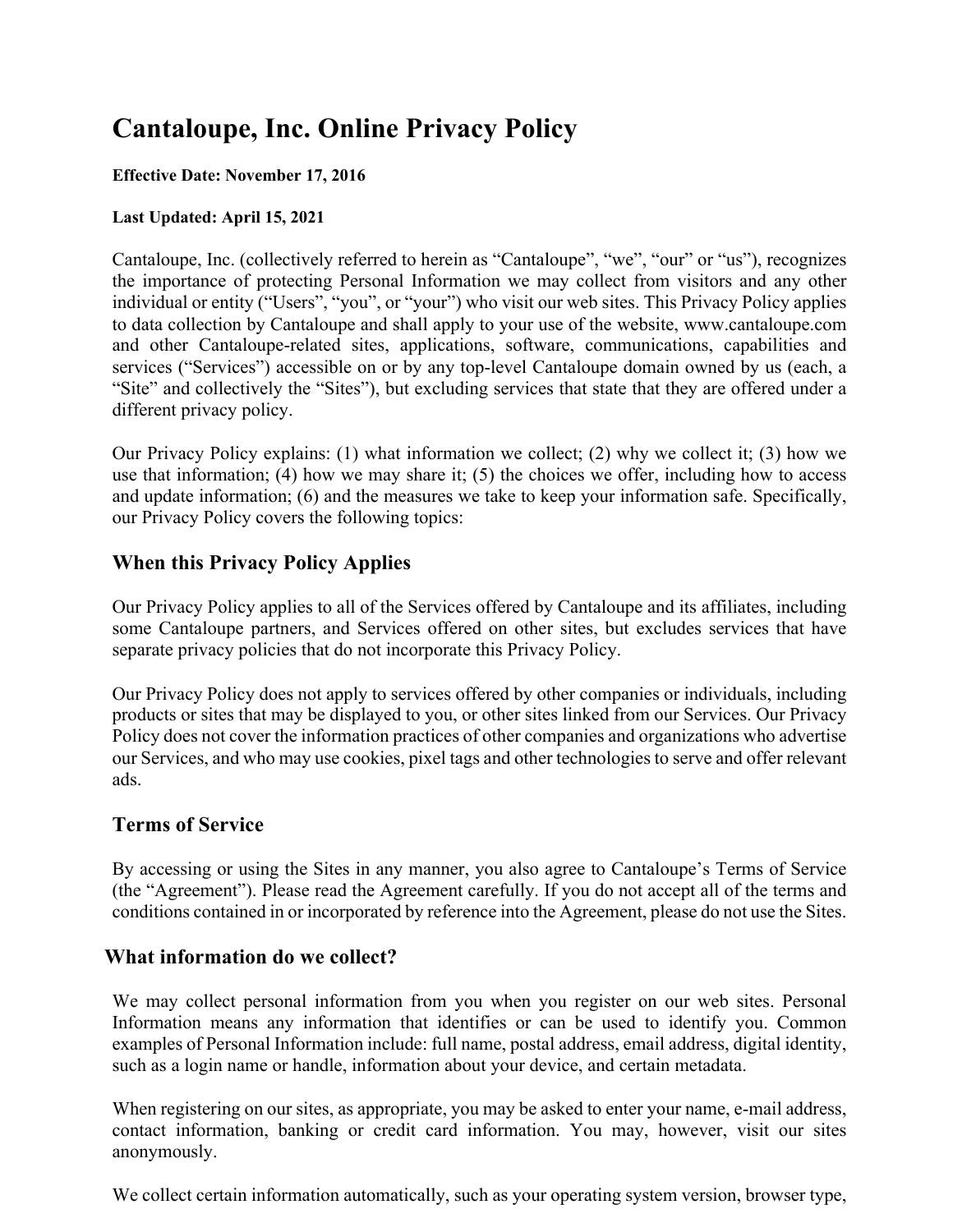# Cantaloupe, Inc. Online Privacy Policy

**Effective Date: November 17, 2016**

**Last Updated: April 15, 2021**

Cantaloupe, Inc. (collectively referred to herein as “Cantaloupe”, “we”, “our” or “us”), recognizes the importance of protecting Personal Information we may collect from visitors and any other individual or entity (“Users”, “you”, or “your”) who visit our web sites. This Privacy Policy applies to data collection by Cantaloupe and shall apply to your use of the website, www.cantaloupe.com and other Cantaloupe-related sites, applications, software, communications, capabilities and services (“Services”) accessible on or by any top-level Cantaloupe domain owned by us (each, a “Site” and collectively the “Sites”), but excluding services that state that they are offered under a different privacy policy.

Our Privacy Policy explains: (1) what information we collect; (2) why we collect it; (3) how we use that information; (4) how we may share it; (5) the choices we offer, including how to access and update information; (6) and the measures we take to keep your information safe. Specifically, our Privacy Policy covers the following topics:

## When this Privacy Policy Applies

Our Privacy Policy applies to all of the Services offered by Cantaloupe and its affiliates, including some Cantaloupe partners, and Services offered on other sites, but excludes services that have separate privacy policies that do not incorporate this Privacy Policy.

Our Privacy Policy does not apply to services offered by other companies or individuals, including products or sites that may be displayed to you, or other sites linked from our Services. Our Privacy Policy does not cover the information practices of other companies and organizations who advertise our Services, and who may use cookies, pixel tags and other technologies to serve and offer relevant ads.

## Terms of Service

By accessing or using the Sites in any manner, you also agree to Cantaloupe’s Terms of Service (the “Agreement”). Please read the Agreement carefully. If you do not accept all of the terms and conditions contained in or incorporated by reference into the Agreement, please do not use the Sites.

## What information do we collect?

We may collect personal information from you when you register on our web sites. Personal Information means any information that identifies or can be used to identify you. Common examples of Personal Information include: full name, postal address, email address, digital identity, such as a login name or handle, information about your device, and certain metadata.

When registering on our sites, as appropriate, you may be asked to enter your name, e-mail address, contact information, banking or credit card information. You may, however, visit our sites anonymously.

We collect certain information automatically, such as your operating system version, browser type,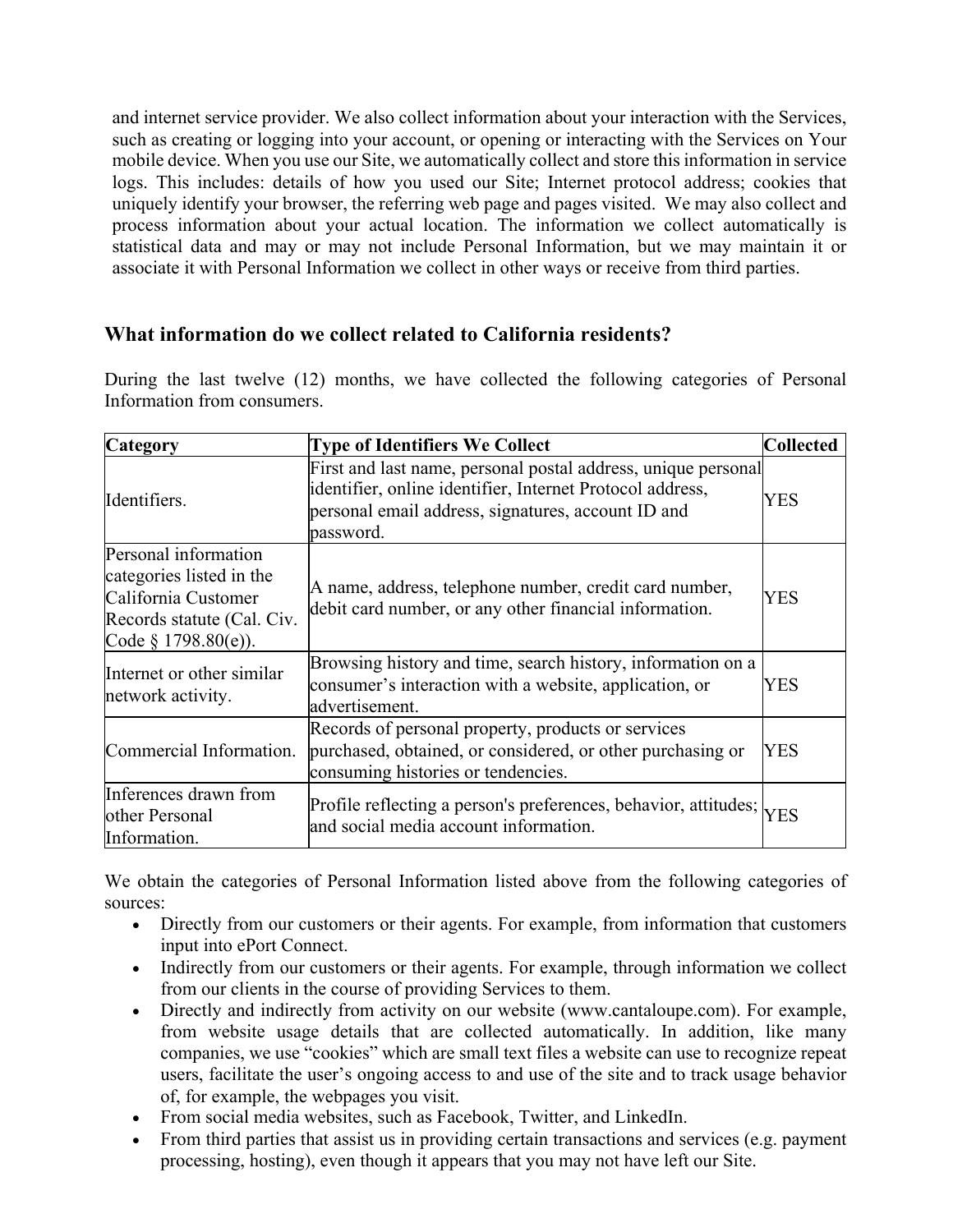and internet service provider. We also collect information about your interaction with the Services, such as creating or logging into your account, or opening or interacting with the Services on Your mobile device. When you use our Site, we automatically collect and store this information in service logs. This includes: details of how you used our Site; Internet protocol address; cookies that uniquely identify your browser, the referring web page and pages visited. We may also collect and process information about your actual location. The information we collect automatically is statistical data and may or may not include Personal Information, but we may maintain it or associate it with Personal Information we collect in other ways or receive from third parties.

## What information do we collect related to California residents?

During the last twelve (12) months, we have collected the following categories of Personal Information from consumers.

| Category | Type of Identifiers We Collect | Collected |
|---|---|---|
| Identifiers. | First and last name, personal postal address, unique personal identifier, online identifier, Internet Protocol address, personal email address, signatures, account ID and password. | YES |
| Personal information categories listed in the California Customer Records statute (Cal. Civ. Code § 1798.80(e)). | A name, address, telephone number, credit card number, debit card number, or any other financial information. | YES |
| Internet or other similar network activity. | Browsing history and time, search history, information on a consumer's interaction with a website, application, or advertisement. | YES |
| Commercial Information. | Records of personal property, products or services purchased, obtained, or considered, or other purchasing or consuming histories or tendencies. | YES |
| Inferences drawn from other Personal Information. | Profile reflecting a person's preferences, behavior, attitudes; and social media account information. | YES |

We obtain the categories of Personal Information listed above from the following categories of sources:

- Directly from our customers or their agents. For example, from information that customers input into ePort Connect.
- Indirectly from our customers or their agents. For example, through information we collect from our clients in the course of providing Services to them.
- Directly and indirectly from activity on our website (www.cantaloupe.com). For example, from website usage details that are collected automatically. In addition, like many companies, we use "cookies" which are small text files a website can use to recognize repeat users, facilitate the user's ongoing access to and use of the site and to track usage behavior of, for example, the webpages you visit.
- From social media websites, such as Facebook, Twitter, and LinkedIn.
- From third parties that assist us in providing certain transactions and services (e.g. payment processing, hosting), even though it appears that you may not have left our Site.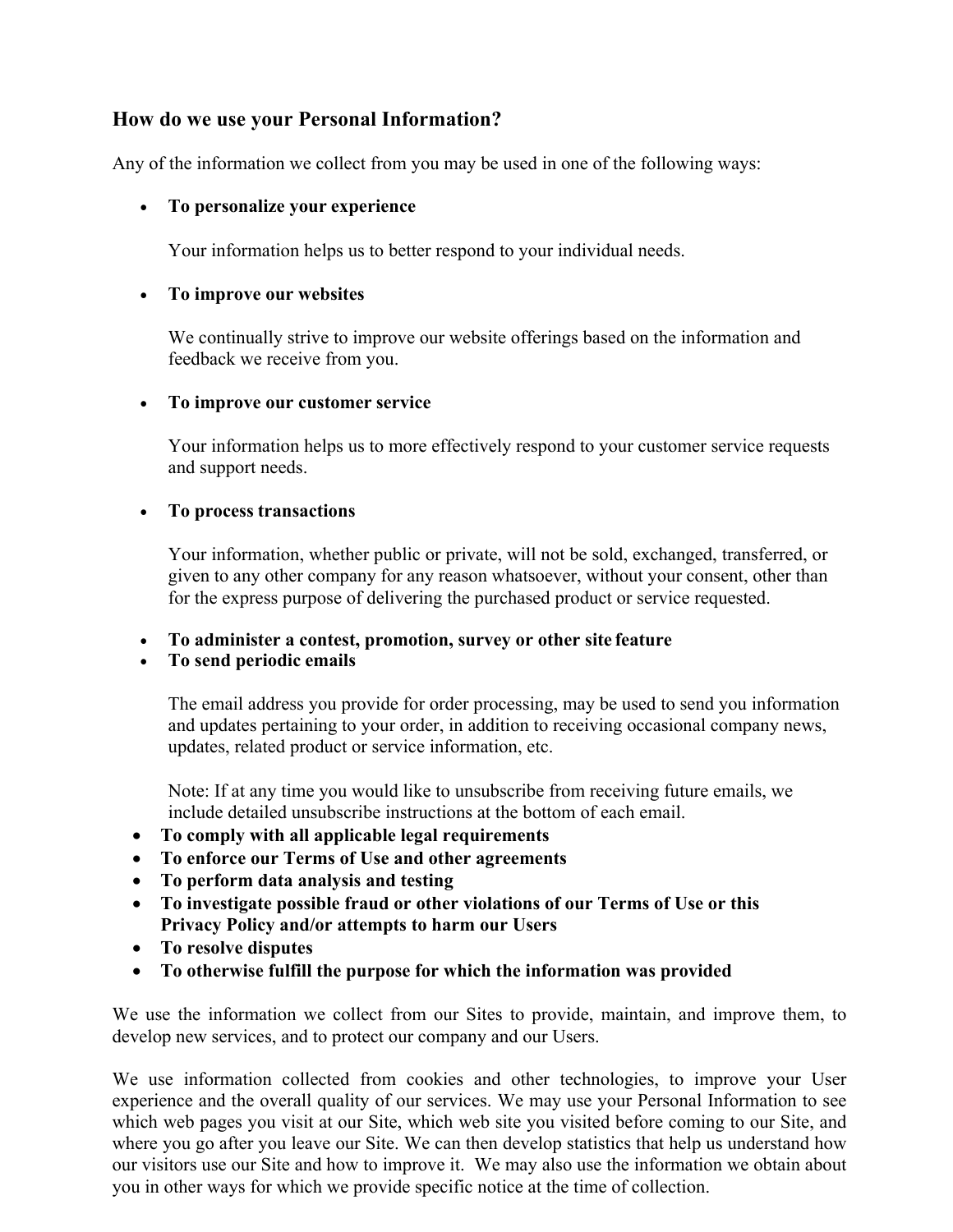## How do we use your Personal Information?

Any of the information we collect from you may be used in one of the following ways:

- **To personalize your experience**

  Your information helps us to better respond to your individual needs.

- **To improve our websites**

  We continually strive to improve our website offerings based on the information and feedback we receive from you.

- **To improve our customer service**

  Your information helps us to more effectively respond to your customer service requests and support needs.

- **To process transactions**

  Your information, whether public or private, will not be sold, exchanged, transferred, or given to any other company for any reason whatsoever, without your consent, other than for the express purpose of delivering the purchased product or service requested.

- **To administer a contest, promotion, survey or other site feature**
- **To send periodic emails**

  The email address you provide for order processing, may be used to send you information and updates pertaining to your order, in addition to receiving occasional company news, updates, related product or service information, etc.

  Note: If at any time you would like to unsubscribe from receiving future emails, we include detailed unsubscribe instructions at the bottom of each email.

- **To comply with all applicable legal requirements**
- **To enforce our Terms of Use and other agreements**
- **To perform data analysis and testing**
- **To investigate possible fraud or other violations of our Terms of Use or this Privacy Policy and/or attempts to harm our Users**
- **To resolve disputes**
- **To otherwise fulfill the purpose for which the information was provided**

We use the information we collect from our Sites to provide, maintain, and improve them, to develop new services, and to protect our company and our Users.

We use information collected from cookies and other technologies, to improve your User experience and the overall quality of our services. We may use your Personal Information to see which web pages you visit at our Site, which web site you visited before coming to our Site, and where you go after you leave our Site. We can then develop statistics that help us understand how our visitors use our Site and how to improve it. We may also use the information we obtain about you in other ways for which we provide specific notice at the time of collection.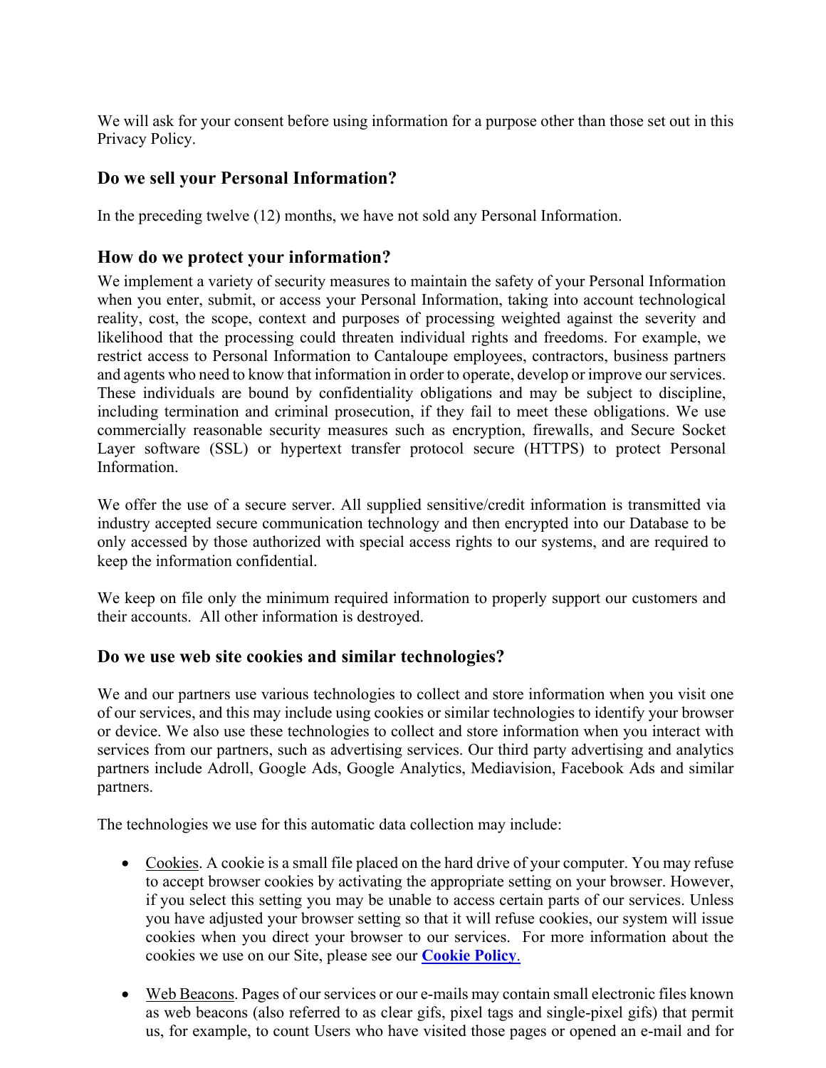We will ask for your consent before using information for a purpose other than those set out in this Privacy Policy.

## Do we sell your Personal Information?

In the preceding twelve (12) months, we have not sold any Personal Information.

## How do we protect your information?

We implement a variety of security measures to maintain the safety of your Personal Information when you enter, submit, or access your Personal Information, taking into account technological reality, cost, the scope, context and purposes of processing weighted against the severity and likelihood that the processing could threaten individual rights and freedoms. For example, we restrict access to Personal Information to Cantaloupe employees, contractors, business partners and agents who need to know that information in order to operate, develop or improve our services. These individuals are bound by confidentiality obligations and may be subject to discipline, including termination and criminal prosecution, if they fail to meet these obligations. We use commercially reasonable security measures such as encryption, firewalls, and Secure Socket Layer software (SSL) or hypertext transfer protocol secure (HTTPS) to protect Personal Information.

We offer the use of a secure server. All supplied sensitive/credit information is transmitted via industry accepted secure communication technology and then encrypted into our Database to be only accessed by those authorized with special access rights to our systems, and are required to keep the information confidential.

We keep on file only the minimum required information to properly support our customers and their accounts. All other information is destroyed.

## Do we use web site cookies and similar technologies?

We and our partners use various technologies to collect and store information when you visit one of our services, and this may include using cookies or similar technologies to identify your browser or device. We also use these technologies to collect and store information when you interact with services from our partners, such as advertising services. Our third party advertising and analytics partners include Adroll, Google Ads, Google Analytics, Mediavision, Facebook Ads and similar partners.

The technologies we use for this automatic data collection may include:

- Cookies. A cookie is a small file placed on the hard drive of your computer. You may refuse to accept browser cookies by activating the appropriate setting on your browser. However, if you select this setting you may be unable to access certain parts of our services. Unless you have adjusted your browser setting so that it will refuse cookies, our system will issue cookies when you direct your browser to our services. For more information about the cookies we use on our Site, please see our **Cookie Policy**.

- Web Beacons. Pages of our services or our e-mails may contain small electronic files known as web beacons (also referred to as clear gifs, pixel tags and single-pixel gifs) that permit us, for example, to count Users who have visited those pages or opened an e-mail and for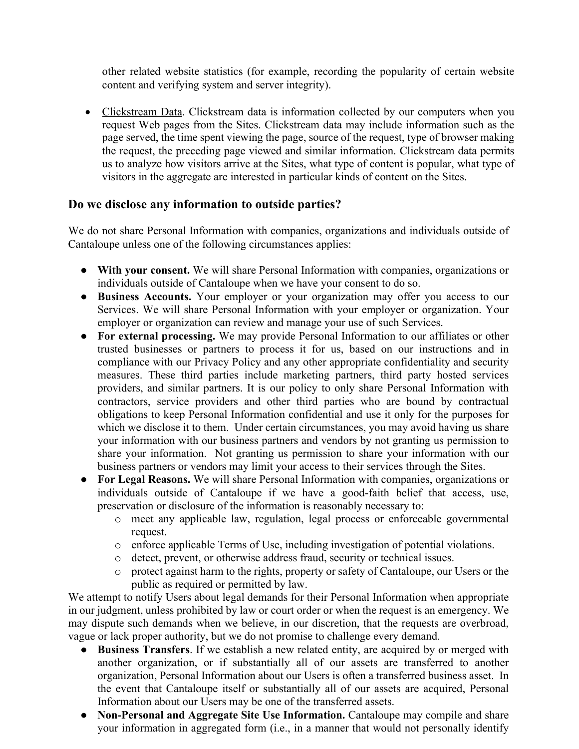other related website statistics (for example, recording the popularity of certain website content and verifying system and server integrity).

- Clickstream Data. Clickstream data is information collected by our computers when you request Web pages from the Sites. Clickstream data may include information such as the page served, the time spent viewing the page, source of the request, type of browser making the request, the preceding page viewed and similar information. Clickstream data permits us to analyze how visitors arrive at the Sites, what type of content is popular, what type of visitors in the aggregate are interested in particular kinds of content on the Sites.

## Do we disclose any information to outside parties?

We do not share Personal Information with companies, organizations and individuals outside of Cantaloupe unless one of the following circumstances applies:

- **With your consent.** We will share Personal Information with companies, organizations or individuals outside of Cantaloupe when we have your consent to do so.
- **Business Accounts.** Your employer or your organization may offer you access to our Services. We will share Personal Information with your employer or organization. Your employer or organization can review and manage your use of such Services.
- **For external processing.** We may provide Personal Information to our affiliates or other trusted businesses or partners to process it for us, based on our instructions and in compliance with our Privacy Policy and any other appropriate confidentiality and security measures. These third parties include marketing partners, third party hosted services providers, and similar partners. It is our policy to only share Personal Information with contractors, service providers and other third parties who are bound by contractual obligations to keep Personal Information confidential and use it only for the purposes for which we disclose it to them. Under certain circumstances, you may avoid having us share your information with our business partners and vendors by not granting us permission to share your information. Not granting us permission to share your information with our business partners or vendors may limit your access to their services through the Sites.
- **For Legal Reasons.** We will share Personal Information with companies, organizations or individuals outside of Cantaloupe if we have a good-faith belief that access, use, preservation or disclosure of the information is reasonably necessary to:
  - meet any applicable law, regulation, legal process or enforceable governmental request.
  - enforce applicable Terms of Use, including investigation of potential violations.
  - detect, prevent, or otherwise address fraud, security or technical issues.
  - protect against harm to the rights, property or safety of Cantaloupe, our Users or the public as required or permitted by law.

We attempt to notify Users about legal demands for their Personal Information when appropriate in our judgment, unless prohibited by law or court order or when the request is an emergency. We may dispute such demands when we believe, in our discretion, that the requests are overbroad, vague or lack proper authority, but we do not promise to challenge every demand.

- **Business Transfers**. If we establish a new related entity, are acquired by or merged with another organization, or if substantially all of our assets are transferred to another organization, Personal Information about our Users is often a transferred business asset. In the event that Cantaloupe itself or substantially all of our assets are acquired, Personal Information about our Users may be one of the transferred assets.
- **Non-Personal and Aggregate Site Use Information.** Cantaloupe may compile and share your information in aggregated form (i.e., in a manner that would not personally identify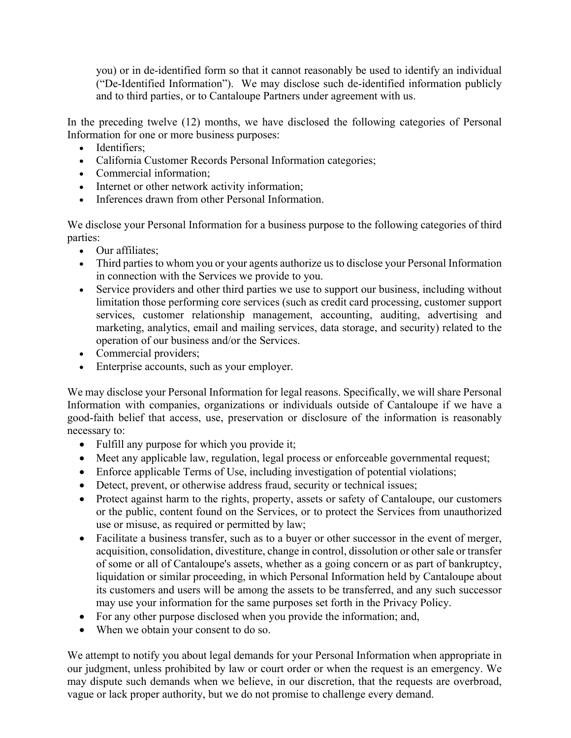you) or in de-identified form so that it cannot reasonably be used to identify an individual ("De-Identified Information"). We may disclose such de-identified information publicly and to third parties, or to Cantaloupe Partners under agreement with us.

In the preceding twelve (12) months, we have disclosed the following categories of Personal Information for one or more business purposes:

- Identifiers;
- California Customer Records Personal Information categories;
- Commercial information;
- Internet or other network activity information;
- Inferences drawn from other Personal Information.

We disclose your Personal Information for a business purpose to the following categories of third parties:

- Our affiliates;
- Third parties to whom you or your agents authorize us to disclose your Personal Information in connection with the Services we provide to you.
- Service providers and other third parties we use to support our business, including without limitation those performing core services (such as credit card processing, customer support services, customer relationship management, accounting, auditing, advertising and marketing, analytics, email and mailing services, data storage, and security) related to the operation of our business and/or the Services.
- Commercial providers;
- Enterprise accounts, such as your employer.

We may disclose your Personal Information for legal reasons. Specifically, we will share Personal Information with companies, organizations or individuals outside of Cantaloupe if we have a good-faith belief that access, use, preservation or disclosure of the information is reasonably necessary to:

- Fulfill any purpose for which you provide it;
- Meet any applicable law, regulation, legal process or enforceable governmental request;
- Enforce applicable Terms of Use, including investigation of potential violations;
- Detect, prevent, or otherwise address fraud, security or technical issues;
- Protect against harm to the rights, property, assets or safety of Cantaloupe, our customers or the public, content found on the Services, or to protect the Services from unauthorized use or misuse, as required or permitted by law;
- Facilitate a business transfer, such as to a buyer or other successor in the event of merger, acquisition, consolidation, divestiture, change in control, dissolution or other sale or transfer of some or all of Cantaloupe's assets, whether as a going concern or as part of bankruptcy, liquidation or similar proceeding, in which Personal Information held by Cantaloupe about its customers and users will be among the assets to be transferred, and any such successor may use your information for the same purposes set forth in the Privacy Policy.
- For any other purpose disclosed when you provide the information; and,
- When we obtain your consent to do so.

We attempt to notify you about legal demands for your Personal Information when appropriate in our judgment, unless prohibited by law or court order or when the request is an emergency. We may dispute such demands when we believe, in our discretion, that the requests are overbroad, vague or lack proper authority, but we do not promise to challenge every demand.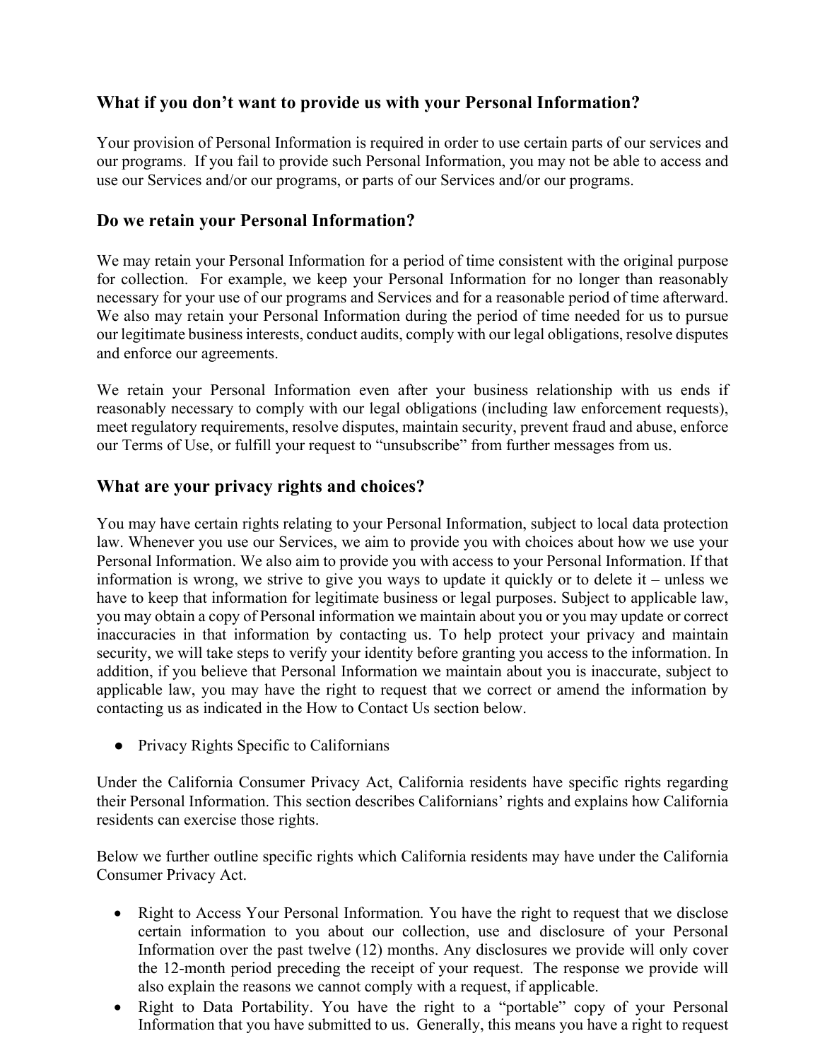## What if you don't want to provide us with your Personal Information?

Your provision of Personal Information is required in order to use certain parts of our services and our programs. If you fail to provide such Personal Information, you may not be able to access and use our Services and/or our programs, or parts of our Services and/or our programs.

## Do we retain your Personal Information?

We may retain your Personal Information for a period of time consistent with the original purpose for collection. For example, we keep your Personal Information for no longer than reasonably necessary for your use of our programs and Services and for a reasonable period of time afterward. We also may retain your Personal Information during the period of time needed for us to pursue our legitimate business interests, conduct audits, comply with our legal obligations, resolve disputes and enforce our agreements.

We retain your Personal Information even after your business relationship with us ends if reasonably necessary to comply with our legal obligations (including law enforcement requests), meet regulatory requirements, resolve disputes, maintain security, prevent fraud and abuse, enforce our Terms of Use, or fulfill your request to "unsubscribe" from further messages from us.

## What are your privacy rights and choices?

You may have certain rights relating to your Personal Information, subject to local data protection law. Whenever you use our Services, we aim to provide you with choices about how we use your Personal Information. We also aim to provide you with access to your Personal Information. If that information is wrong, we strive to give you ways to update it quickly or to delete it – unless we have to keep that information for legitimate business or legal purposes. Subject to applicable law, you may obtain a copy of Personal information we maintain about you or you may update or correct inaccuracies in that information by contacting us. To help protect your privacy and maintain security, we will take steps to verify your identity before granting you access to the information. In addition, if you believe that Personal Information we maintain about you is inaccurate, subject to applicable law, you may have the right to request that we correct or amend the information by contacting us as indicated in the How to Contact Us section below.

- Privacy Rights Specific to Californians

Under the California Consumer Privacy Act, California residents have specific rights regarding their Personal Information. This section describes Californians' rights and explains how California residents can exercise those rights.

Below we further outline specific rights which California residents may have under the California Consumer Privacy Act.

- Right to Access Your Personal Information. You have the right to request that we disclose certain information to you about our collection, use and disclosure of your Personal Information over the past twelve (12) months. Any disclosures we provide will only cover the 12-month period preceding the receipt of your request. The response we provide will also explain the reasons we cannot comply with a request, if applicable.
- Right to Data Portability. You have the right to a "portable" copy of your Personal Information that you have submitted to us. Generally, this means you have a right to request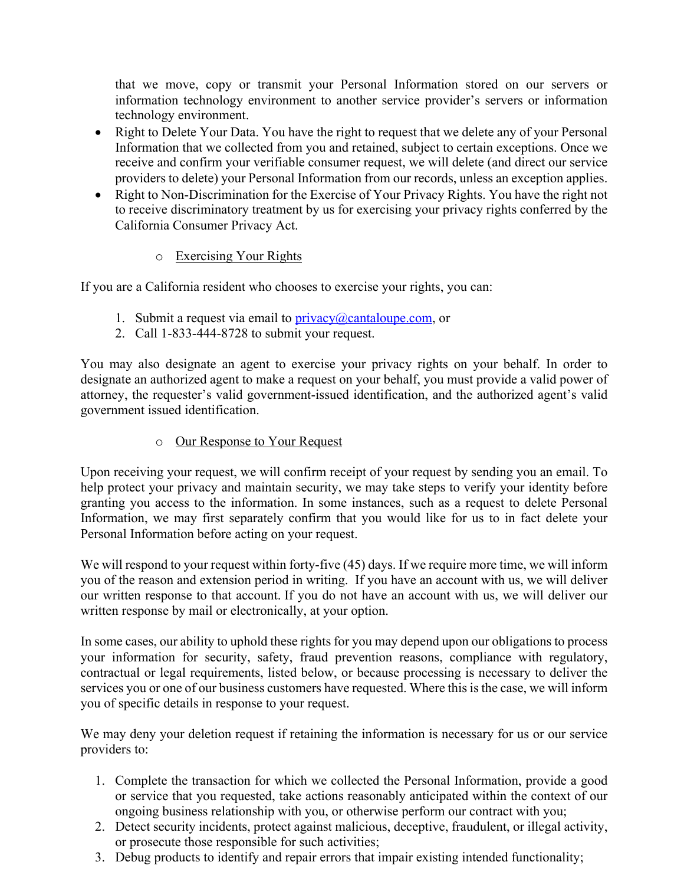that we move, copy or transmit your Personal Information stored on our servers or information technology environment to another service provider's servers or information technology environment.

- Right to Delete Your Data. You have the right to request that we delete any of your Personal Information that we collected from you and retained, subject to certain exceptions. Once we receive and confirm your verifiable consumer request, we will delete (and direct our service providers to delete) your Personal Information from our records, unless an exception applies.
- Right to Non-Discrimination for the Exercise of Your Privacy Rights. You have the right not to receive discriminatory treatment by us for exercising your privacy rights conferred by the California Consumer Privacy Act.

  - Exercising Your Rights

If you are a California resident who chooses to exercise your rights, you can:

1. Submit a request via email to privacy@cantaloupe.com, or
2. Call 1-833-444-8728 to submit your request.

You may also designate an agent to exercise your privacy rights on your behalf. In order to designate an authorized agent to make a request on your behalf, you must provide a valid power of attorney, the requester's valid government-issued identification, and the authorized agent's valid government issued identification.

  - Our Response to Your Request

Upon receiving your request, we will confirm receipt of your request by sending you an email. To help protect your privacy and maintain security, we may take steps to verify your identity before granting you access to the information. In some instances, such as a request to delete Personal Information, we may first separately confirm that you would like for us to in fact delete your Personal Information before acting on your request.

We will respond to your request within forty-five (45) days. If we require more time, we will inform you of the reason and extension period in writing. If you have an account with us, we will deliver our written response to that account. If you do not have an account with us, we will deliver our written response by mail or electronically, at your option.

In some cases, our ability to uphold these rights for you may depend upon our obligations to process your information for security, safety, fraud prevention reasons, compliance with regulatory, contractual or legal requirements, listed below, or because processing is necessary to deliver the services you or one of our business customers have requested. Where this is the case, we will inform you of specific details in response to your request.

We may deny your deletion request if retaining the information is necessary for us or our service providers to:

1. Complete the transaction for which we collected the Personal Information, provide a good or service that you requested, take actions reasonably anticipated within the context of our ongoing business relationship with you, or otherwise perform our contract with you;
2. Detect security incidents, protect against malicious, deceptive, fraudulent, or illegal activity, or prosecute those responsible for such activities;
3. Debug products to identify and repair errors that impair existing intended functionality;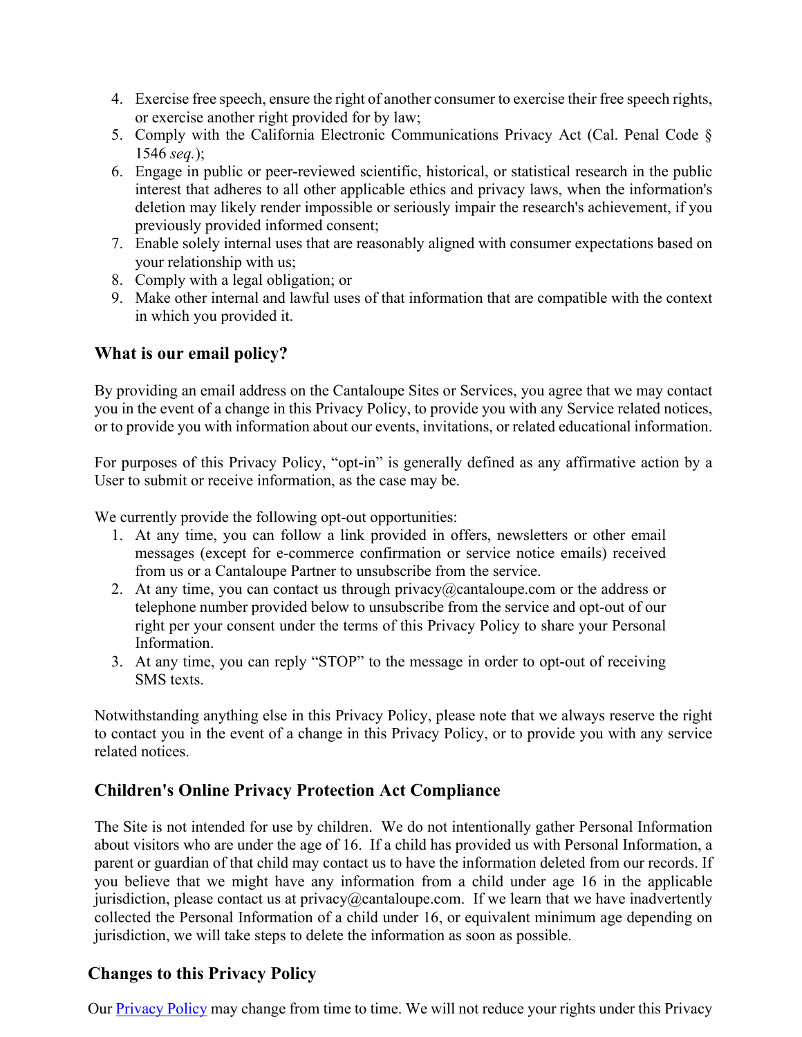4. Exercise free speech, ensure the right of another consumer to exercise their free speech rights, or exercise another right provided for by law;
5. Comply with the California Electronic Communications Privacy Act (Cal. Penal Code § 1546 *seq.*);
6. Engage in public or peer-reviewed scientific, historical, or statistical research in the public interest that adheres to all other applicable ethics and privacy laws, when the information's deletion may likely render impossible or seriously impair the research's achievement, if you previously provided informed consent;
7. Enable solely internal uses that are reasonably aligned with consumer expectations based on your relationship with us;
8. Comply with a legal obligation; or
9. Make other internal and lawful uses of that information that are compatible with the context in which you provided it.

### What is our email policy?

By providing an email address on the Cantaloupe Sites or Services, you agree that we may contact you in the event of a change in this Privacy Policy, to provide you with any Service related notices, or to provide you with information about our events, invitations, or related educational information.

For purposes of this Privacy Policy, "opt-in" is generally defined as any affirmative action by a User to submit or receive information, as the case may be.

We currently provide the following opt-out opportunities:

1. At any time, you can follow a link provided in offers, newsletters or other email messages (except for e-commerce confirmation or service notice emails) received from us or a Cantaloupe Partner to unsubscribe from the service.
2. At any time, you can contact us through privacy@cantaloupe.com or the address or telephone number provided below to unsubscribe from the service and opt-out of our right per your consent under the terms of this Privacy Policy to share your Personal Information.
3. At any time, you can reply "STOP" to the message in order to opt-out of receiving SMS texts.

Notwithstanding anything else in this Privacy Policy, please note that we always reserve the right to contact you in the event of a change in this Privacy Policy, or to provide you with any service related notices.

### Children's Online Privacy Protection Act Compliance

The Site is not intended for use by children. We do not intentionally gather Personal Information about visitors who are under the age of 16. If a child has provided us with Personal Information, a parent or guardian of that child may contact us to have the information deleted from our records. If you believe that we might have any information from a child under age 16 in the applicable jurisdiction, please contact us at privacy@cantaloupe.com. If we learn that we have inadvertently collected the Personal Information of a child under 16, or equivalent minimum age depending on jurisdiction, we will take steps to delete the information as soon as possible.

### Changes to this Privacy Policy

Our Privacy Policy may change from time to time. We will not reduce your rights under this Privacy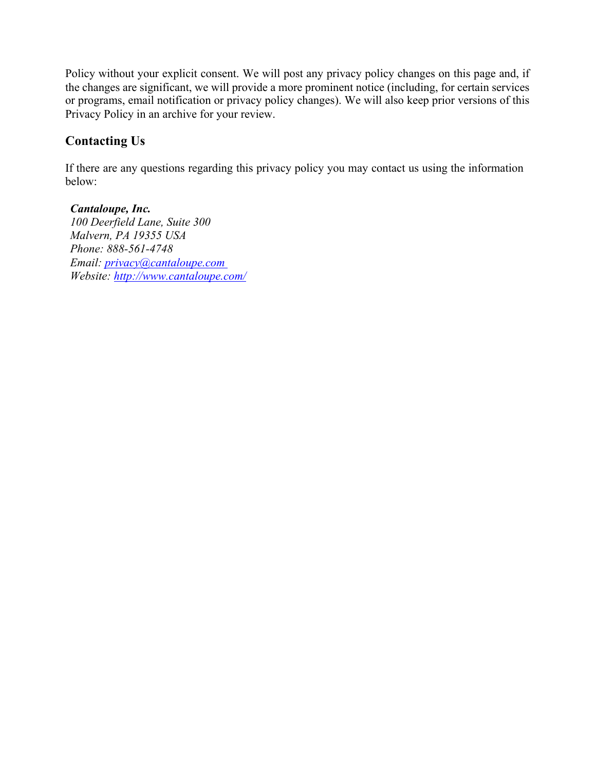Policy without your explicit consent. We will post any privacy policy changes on this page and, if the changes are significant, we will provide a more prominent notice (including, for certain services or programs, email notification or privacy policy changes). We will also keep prior versions of this Privacy Policy in an archive for your review.

## Contacting Us

If there are any questions regarding this privacy policy you may contact us using the information below:

***Cantaloupe, Inc.***
*100 Deerfield Lane, Suite 300*
*Malvern, PA 19355 USA*
*Phone: 888-561-4748*
*Email: [privacy@cantaloupe.com](mailto:privacy@cantaloupe.com)*
*Website: [http://www.cantaloupe.com/](http://www.cantaloupe.com/)*